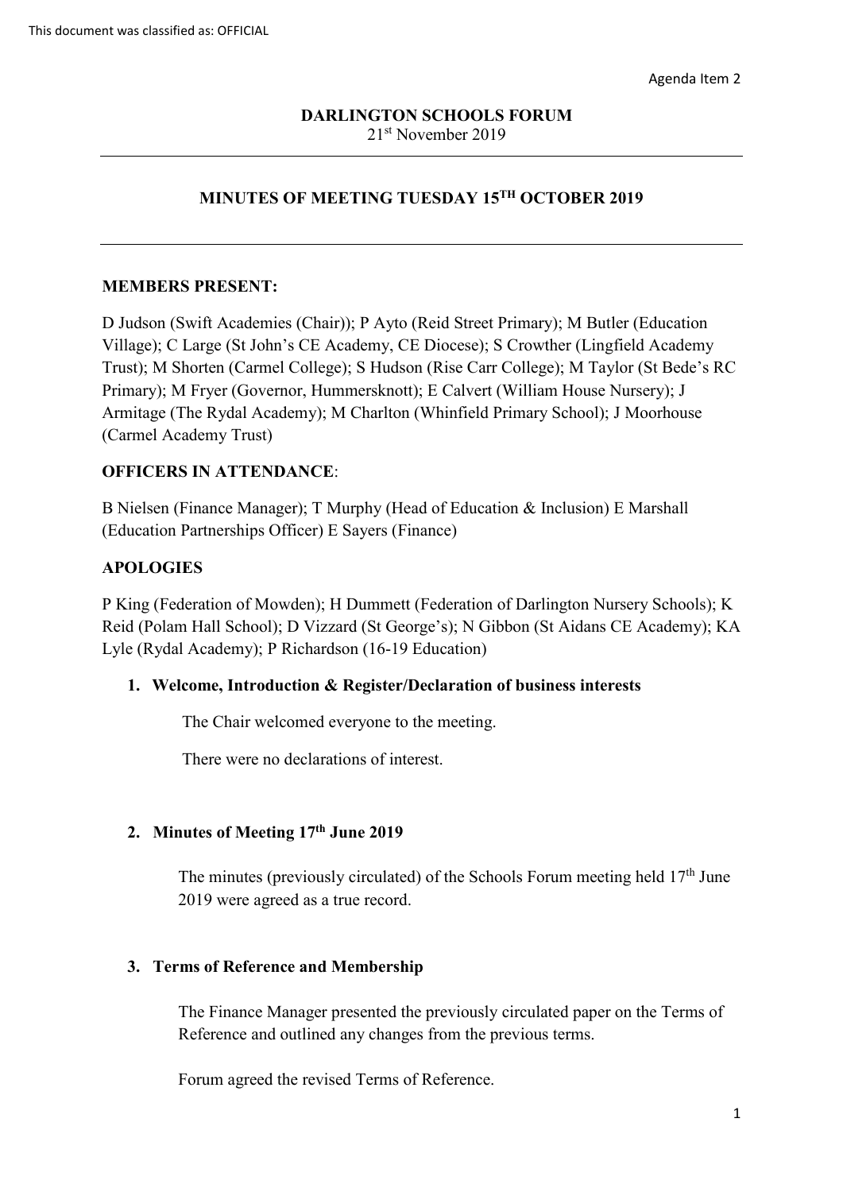This document was classified as: OFFICIAL

Agenda Item 2

**DARLINGTON SCHOOLS FORUM**
21st November 2019

---

## MINUTES OF MEETING TUESDAY 15TH OCTOBER 2019

---

**MEMBERS PRESENT:**

D Judson (Swift Academies (Chair)); P Ayto (Reid Street Primary); M Butler (Education Village); C Large (St John's CE Academy, CE Diocese); S Crowther (Lingfield Academy Trust); M Shorten (Carmel College); S Hudson (Rise Carr College); M Taylor (St Bede's RC Primary); M Fryer (Governor, Hummersknott); E Calvert (William House Nursery); J Armitage (The Rydal Academy); M Charlton (Whinfield Primary School); J Moorhouse (Carmel Academy Trust)

**OFFICERS IN ATTENDANCE**:

B Nielsen (Finance Manager); T Murphy (Head of Education & Inclusion) E Marshall (Education Partnerships Officer) E Sayers (Finance)

**APOLOGIES**

P King (Federation of Mowden); H Dummett (Federation of Darlington Nursery Schools); K Reid (Polam Hall School); D Vizzard (St George's); N Gibbon (St Aidans CE Academy); KA Lyle (Rydal Academy); P Richardson (16-19 Education)

1. **Welcome, Introduction & Register/Declaration of business interests**

   The Chair welcomed everyone to the meeting.

   There were no declarations of interest.

2. **Minutes of Meeting 17th June 2019**

   The minutes (previously circulated) of the Schools Forum meeting held 17th June 2019 were agreed as a true record.

3. **Terms of Reference and Membership**

   The Finance Manager presented the previously circulated paper on the Terms of Reference and outlined any changes from the previous terms.

   Forum agreed the revised Terms of Reference.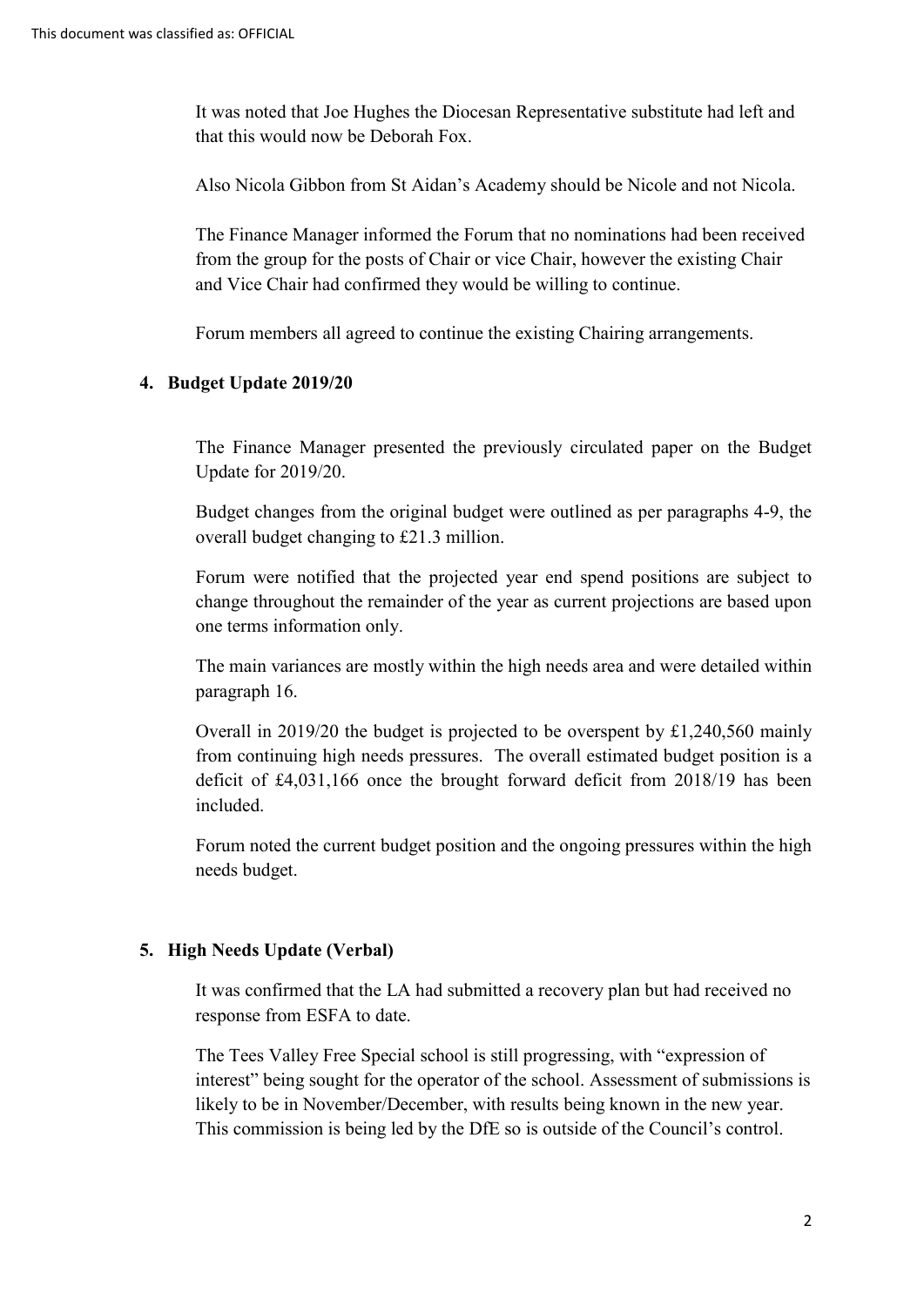It was noted that Joe Hughes the Diocesan Representative substitute had left and that this would now be Deborah Fox.

Also Nicola Gibbon from St Aidan's Academy should be Nicole and not Nicola.

The Finance Manager informed the Forum that no nominations had been received from the group for the posts of Chair or vice Chair, however the existing Chair and Vice Chair had confirmed they would be willing to continue.

Forum members all agreed to continue the existing Chairing arrangements.

## 4. Budget Update 2019/20

The Finance Manager presented the previously circulated paper on the Budget Update for 2019/20.

Budget changes from the original budget were outlined as per paragraphs 4-9, the overall budget changing to £21.3 million.

Forum were notified that the projected year end spend positions are subject to change throughout the remainder of the year as current projections are based upon one terms information only.

The main variances are mostly within the high needs area and were detailed within paragraph 16.

Overall in 2019/20 the budget is projected to be overspent by £1,240,560 mainly from continuing high needs pressures. The overall estimated budget position is a deficit of £4,031,166 once the brought forward deficit from 2018/19 has been included.

Forum noted the current budget position and the ongoing pressures within the high needs budget.

## 5. High Needs Update (Verbal)

It was confirmed that the LA had submitted a recovery plan but had received no response from ESFA to date.

The Tees Valley Free Special school is still progressing, with "expression of interest" being sought for the operator of the school. Assessment of submissions is likely to be in November/December, with results being known in the new year. This commission is being led by the DfE so is outside of the Council's control.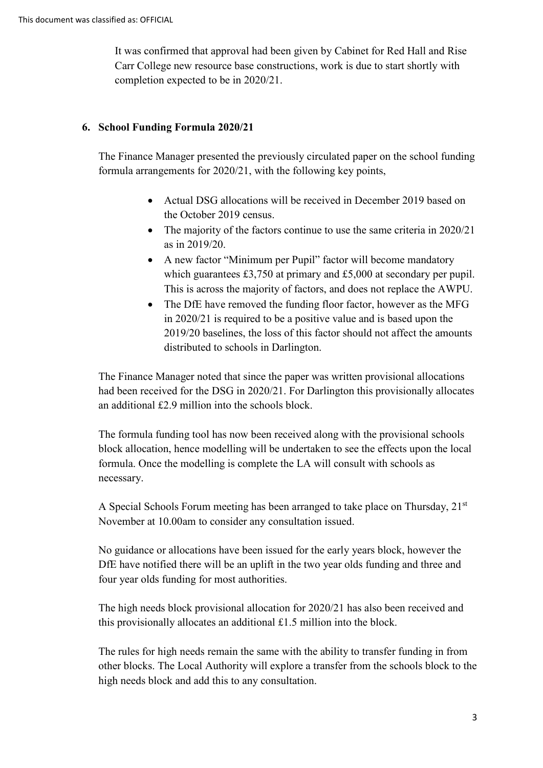It was confirmed that approval had been given by Cabinet for Red Hall and Rise Carr College new resource base constructions, work is due to start shortly with completion expected to be in 2020/21.

## 6. School Funding Formula 2020/21

The Finance Manager presented the previously circulated paper on the school funding formula arrangements for 2020/21, with the following key points,

- Actual DSG allocations will be received in December 2019 based on the October 2019 census.
- The majority of the factors continue to use the same criteria in 2020/21 as in 2019/20.
- A new factor "Minimum per Pupil" factor will become mandatory which guarantees £3,750 at primary and £5,000 at secondary per pupil. This is across the majority of factors, and does not replace the AWPU.
- The DfE have removed the funding floor factor, however as the MFG in 2020/21 is required to be a positive value and is based upon the 2019/20 baselines, the loss of this factor should not affect the amounts distributed to schools in Darlington.

The Finance Manager noted that since the paper was written provisional allocations had been received for the DSG in 2020/21. For Darlington this provisionally allocates an additional £2.9 million into the schools block.

The formula funding tool has now been received along with the provisional schools block allocation, hence modelling will be undertaken to see the effects upon the local formula. Once the modelling is complete the LA will consult with schools as necessary.

A Special Schools Forum meeting has been arranged to take place on Thursday, 21st November at 10.00am to consider any consultation issued.

No guidance or allocations have been issued for the early years block, however the DfE have notified there will be an uplift in the two year olds funding and three and four year olds funding for most authorities.

The high needs block provisional allocation for 2020/21 has also been received and this provisionally allocates an additional £1.5 million into the block.

The rules for high needs remain the same with the ability to transfer funding in from other blocks. The Local Authority will explore a transfer from the schools block to the high needs block and add this to any consultation.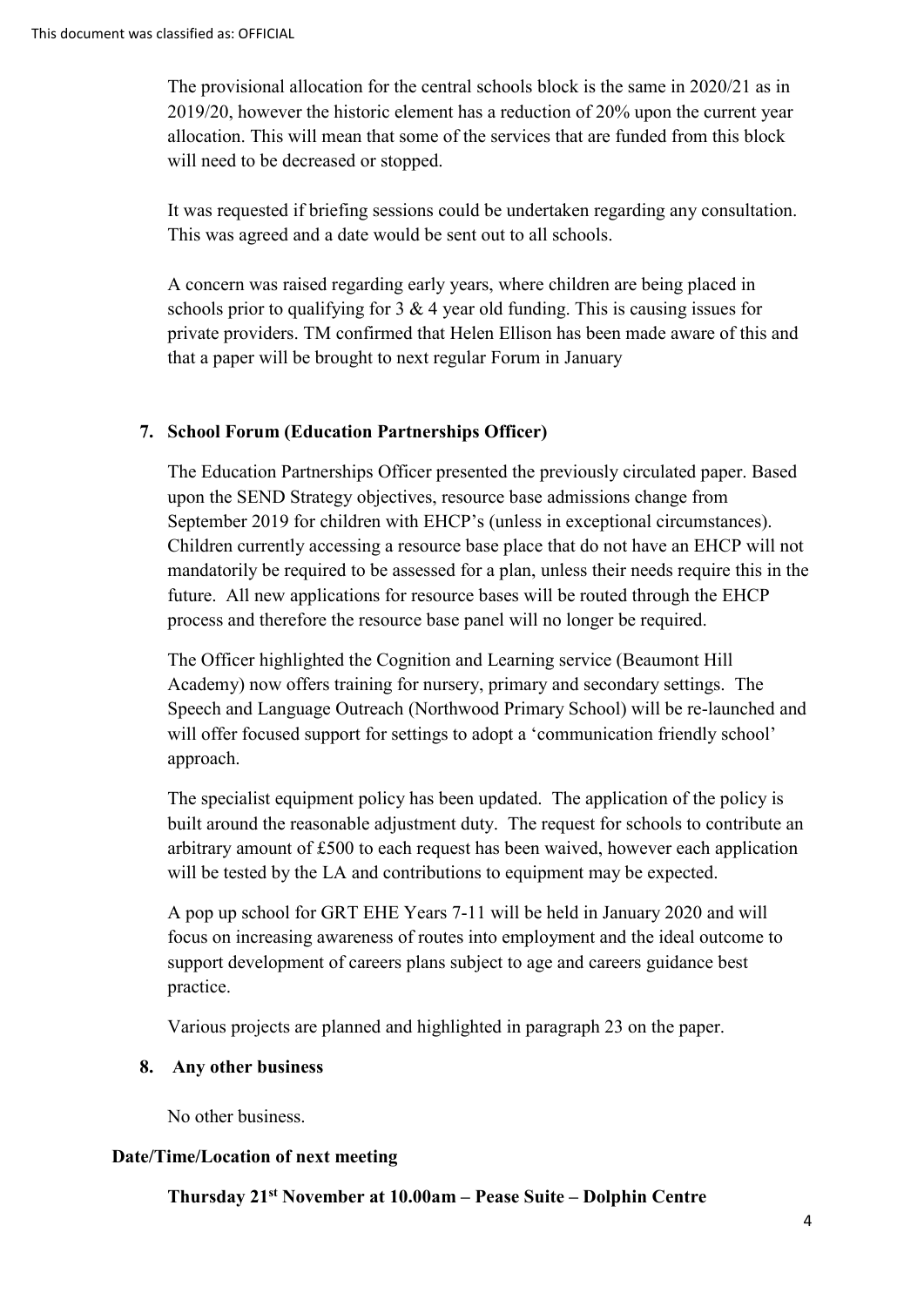The provisional allocation for the central schools block is the same in 2020/21 as in 2019/20, however the historic element has a reduction of 20% upon the current year allocation. This will mean that some of the services that are funded from this block will need to be decreased or stopped.

It was requested if briefing sessions could be undertaken regarding any consultation. This was agreed and a date would be sent out to all schools.

A concern was raised regarding early years, where children are being placed in schools prior to qualifying for 3 & 4 year old funding. This is causing issues for private providers. TM confirmed that Helen Ellison has been made aware of this and that a paper will be brought to next regular Forum in January

**7. School Forum (Education Partnerships Officer)**

The Education Partnerships Officer presented the previously circulated paper. Based upon the SEND Strategy objectives, resource base admissions change from September 2019 for children with EHCP's (unless in exceptional circumstances). Children currently accessing a resource base place that do not have an EHCP will not mandatorily be required to be assessed for a plan, unless their needs require this in the future. All new applications for resource bases will be routed through the EHCP process and therefore the resource base panel will no longer be required.

The Officer highlighted the Cognition and Learning service (Beaumont Hill Academy) now offers training for nursery, primary and secondary settings. The Speech and Language Outreach (Northwood Primary School) will be re-launched and will offer focused support for settings to adopt a 'communication friendly school' approach.

The specialist equipment policy has been updated. The application of the policy is built around the reasonable adjustment duty. The request for schools to contribute an arbitrary amount of £500 to each request has been waived, however each application will be tested by the LA and contributions to equipment may be expected.

A pop up school for GRT EHE Years 7-11 will be held in January 2020 and will focus on increasing awareness of routes into employment and the ideal outcome to support development of careers plans subject to age and careers guidance best practice.

Various projects are planned and highlighted in paragraph 23 on the paper.

**8. Any other business**

No other business.

**Date/Time/Location of next meeting**

**Thursday 21st November at 10.00am – Pease Suite – Dolphin Centre**